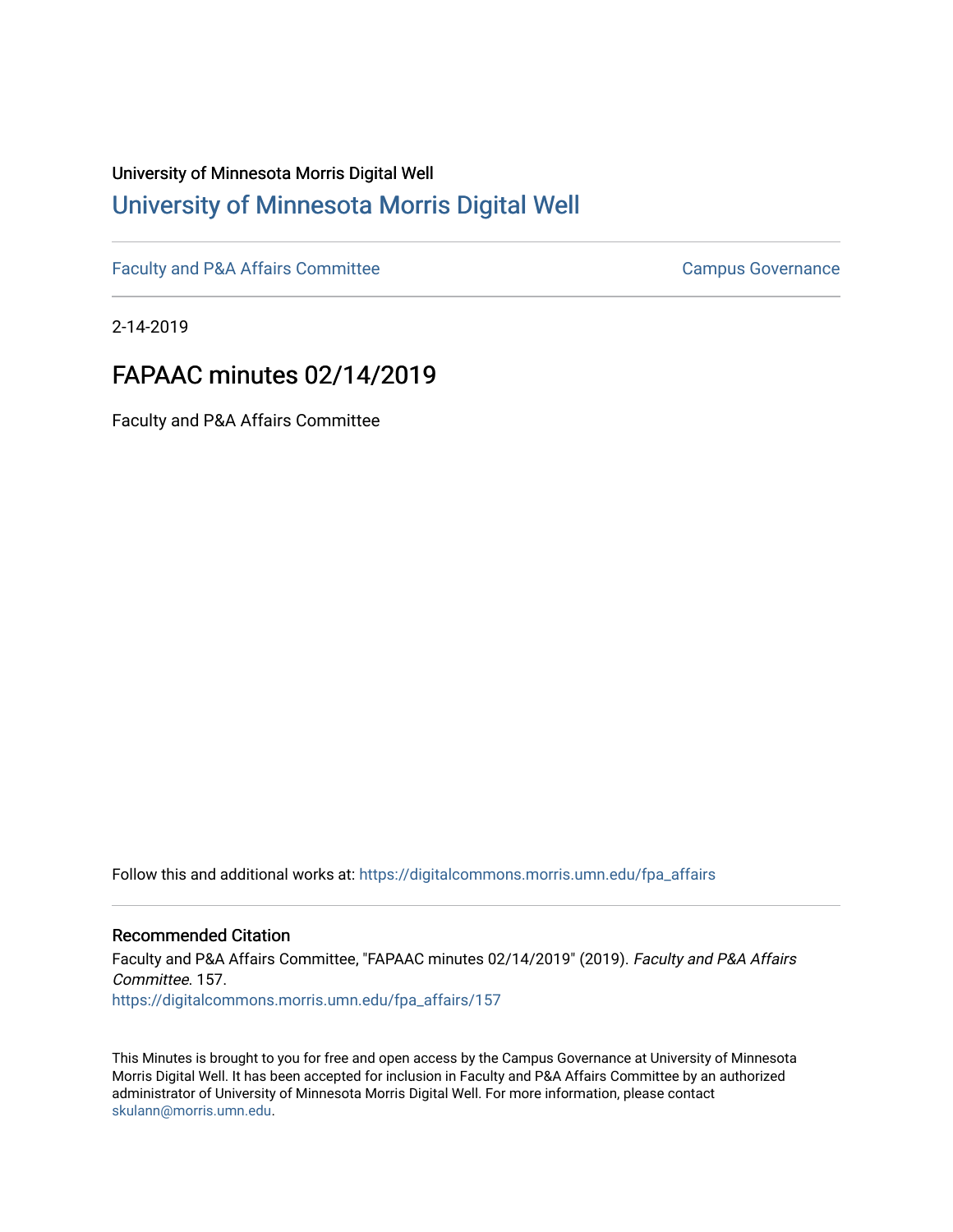University of Minnesota Morris Digital Well

# University of Minnesota Morris Digital Well

Faculty and P&A Affairs Committee

Campus Governance

2-14-2019

## FAPAAC minutes 02/14/2019

Faculty and P&A Affairs Committee

Follow this and additional works at: https://digitalcommons.morris.umn.edu/fpa_affairs

### Recommended Citation

Faculty and P&A Affairs Committee, "FAPAAC minutes 02/14/2019" (2019). *Faculty and P&A Affairs Committee*. 157.
https://digitalcommons.morris.umn.edu/fpa_affairs/157

This Minutes is brought to you for free and open access by the Campus Governance at University of Minnesota Morris Digital Well. It has been accepted for inclusion in Faculty and P&A Affairs Committee by an authorized administrator of University of Minnesota Morris Digital Well. For more information, please contact skulann@morris.umn.edu.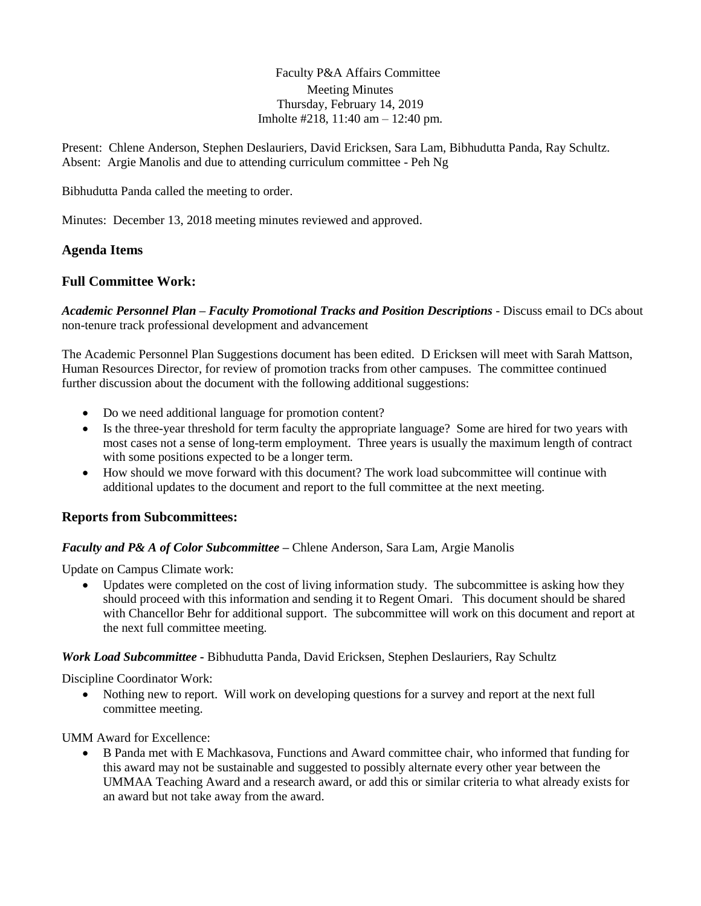Faculty P&A Affairs Committee
Meeting Minutes
Thursday, February 14, 2019
Imholte #218, 11:40 am – 12:40 pm.

Present: Chlene Anderson, Stephen Deslauriers, David Ericksen, Sara Lam, Bibhudutta Panda, Ray Schultz.
Absent: Argie Manolis and due to attending curriculum committee - Peh Ng

Bibhudutta Panda called the meeting to order.

Minutes: December 13, 2018 meeting minutes reviewed and approved.

## Agenda Items

## Full Committee Work:

***Academic Personnel Plan – Faculty Promotional Tracks and Position Descriptions*** - Discuss email to DCs about non-tenure track professional development and advancement

The Academic Personnel Plan Suggestions document has been edited. D Ericksen will meet with Sarah Mattson, Human Resources Director, for review of promotion tracks from other campuses. The committee continued further discussion about the document with the following additional suggestions:

- Do we need additional language for promotion content?
- Is the three-year threshold for term faculty the appropriate language? Some are hired for two years with most cases not a sense of long-term employment. Three years is usually the maximum length of contract with some positions expected to be a longer term.
- How should we move forward with this document? The work load subcommittee will continue with additional updates to the document and report to the full committee at the next meeting.

## Reports from Subcommittees:

***Faculty and P& A of Color Subcommittee –*** Chlene Anderson, Sara Lam, Argie Manolis

Update on Campus Climate work:

- Updates were completed on the cost of living information study. The subcommittee is asking how they should proceed with this information and sending it to Regent Omari. This document should be shared with Chancellor Behr for additional support. The subcommittee will work on this document and report at the next full committee meeting.

***Work Load Subcommittee -*** Bibhudutta Panda, David Ericksen, Stephen Deslauriers, Ray Schultz

Discipline Coordinator Work:

- Nothing new to report. Will work on developing questions for a survey and report at the next full committee meeting.

UMM Award for Excellence:

- B Panda met with E Machkasova, Functions and Award committee chair, who informed that funding for this award may not be sustainable and suggested to possibly alternate every other year between the UMMAA Teaching Award and a research award, or add this or similar criteria to what already exists for an award but not take away from the award.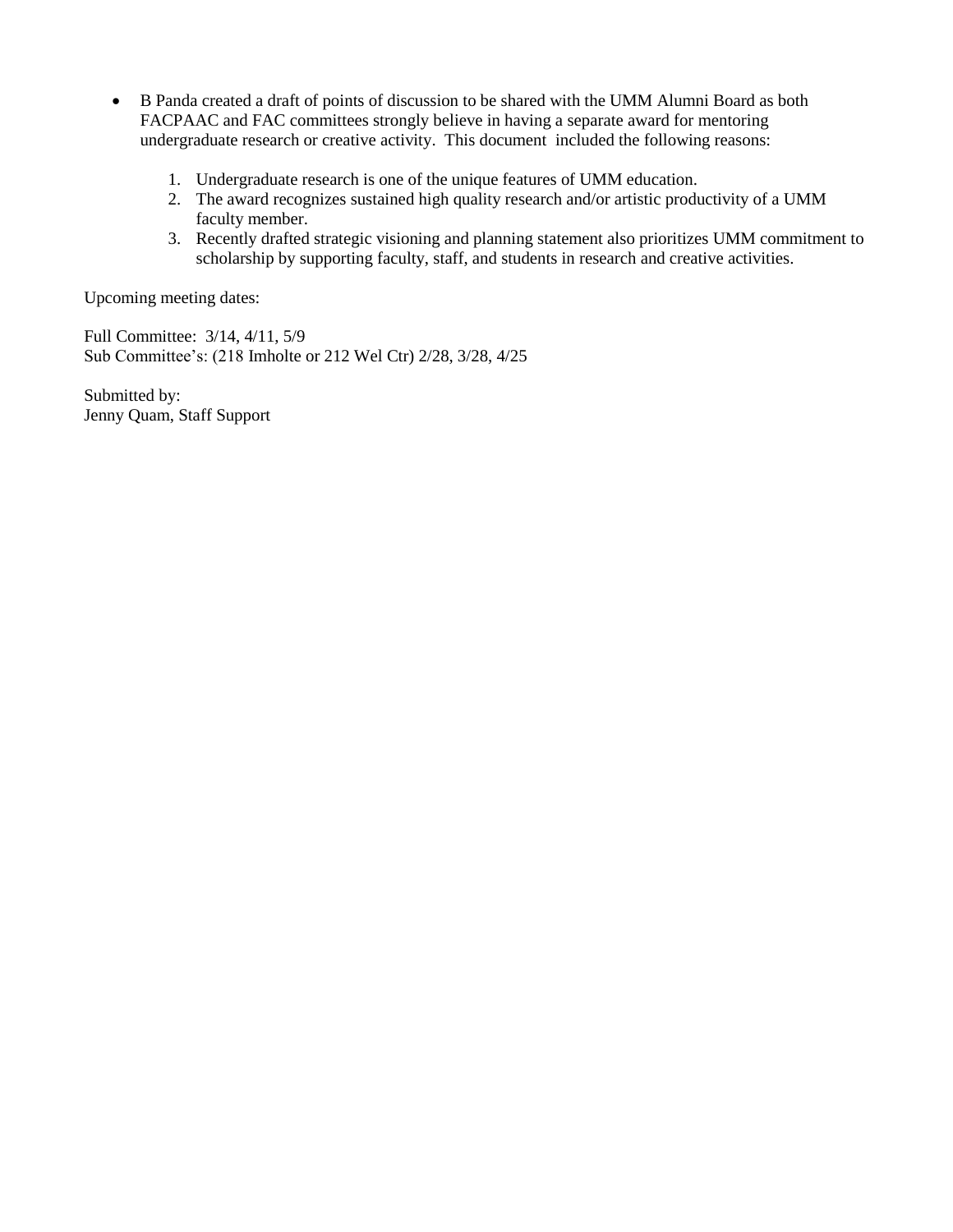- B Panda created a draft of points of discussion to be shared with the UMM Alumni Board as both FACPAAC and FAC committees strongly believe in having a separate award for mentoring undergraduate research or creative activity. This document included the following reasons:

    1. Undergraduate research is one of the unique features of UMM education.
    2. The award recognizes sustained high quality research and/or artistic productivity of a UMM faculty member.
    3. Recently drafted strategic visioning and planning statement also prioritizes UMM commitment to scholarship by supporting faculty, staff, and students in research and creative activities.

Upcoming meeting dates:

Full Committee: 3/14, 4/11, 5/9
Sub Committee's: (218 Imholte or 212 Wel Ctr) 2/28, 3/28, 4/25

Submitted by:
Jenny Quam, Staff Support